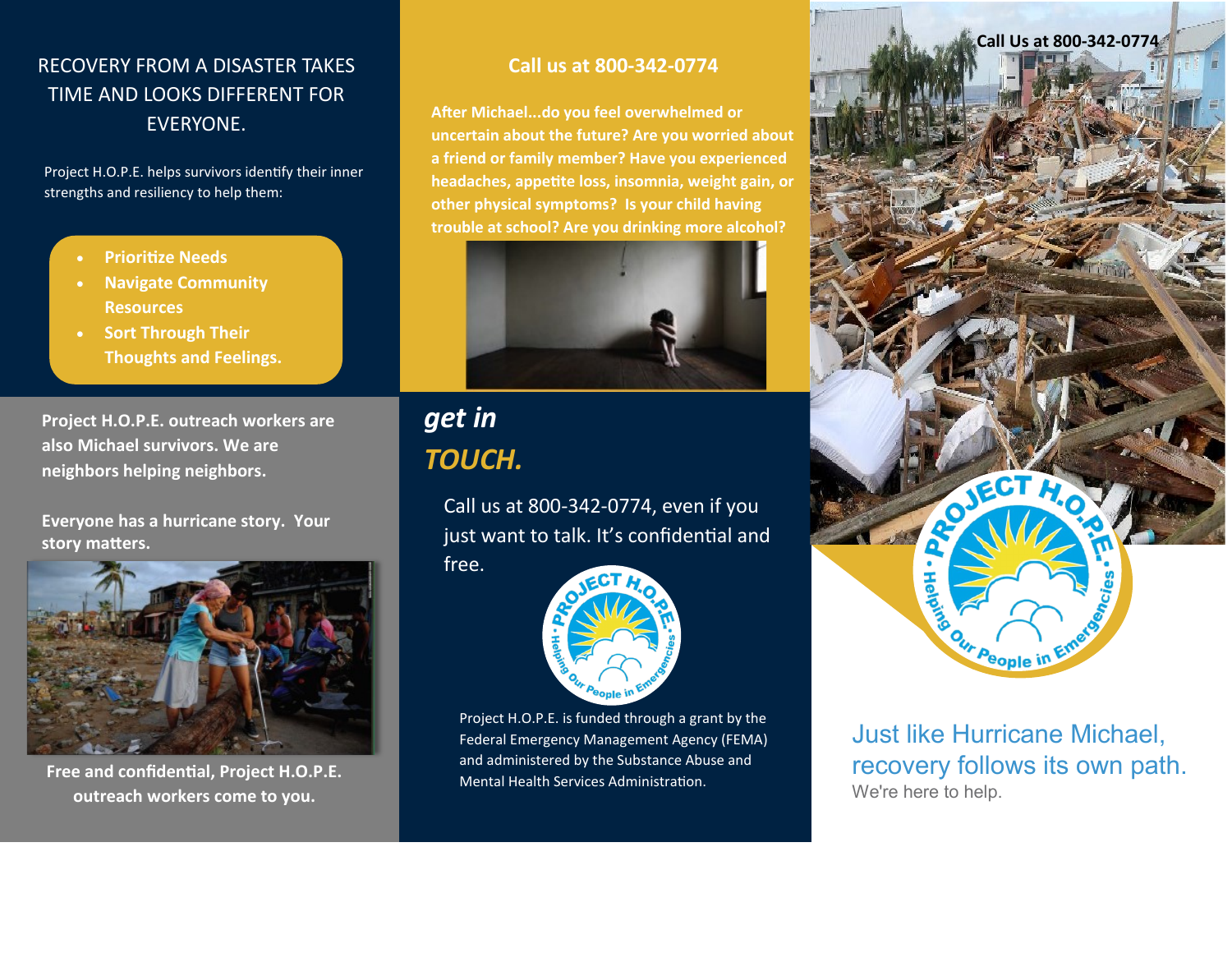## RECOVERY FROM A DISASTER TAKES TIME AND LOOKS DIFFERENT FOR EVERYONE.

Project H.O.P.E. helps survivors identify their inner strengths and resiliency to help them:

- **Prioritize Needs**
- **Navigate Community Resources**
- **Sort Through Their Thoughts and Feelings.**

**Project H.O.P.E. outreach workers are also Michael survivors. We are neighbors helping neighbors.**

**Everyone has a hurricane story. Your story matters.**

**Free and confidential, Project H.O.P.E. outreach workers come to you.**

## Call us at 800-342-0774

**After Michael...do you feel overwhelmed or uncertain about the future? Are you worried about a friend or family member? Have you experienced headaches, appetite loss, insomnia, weight gain, or other physical symptoms? Is your child having trouble at school? Are you drinking more alcohol?**

## *get in TOUCH.*

Call us at 800-342-0774, even if you just want to talk. It's confidential and free.

PROJECT H.O.P.E. • Helping Our People in Emergencies •

Project H.O.P.E. is funded through a grant by the Federal Emergency Management Agency (FEMA) and administered by the Substance Abuse and Mental Health Services Administration.

**Call Us at 800-342-0774**

PROJECT H.O.P.E. • Helping Our People in Emergencies •

Just like Hurricane Michael, recovery follows its own path.

We're here to help.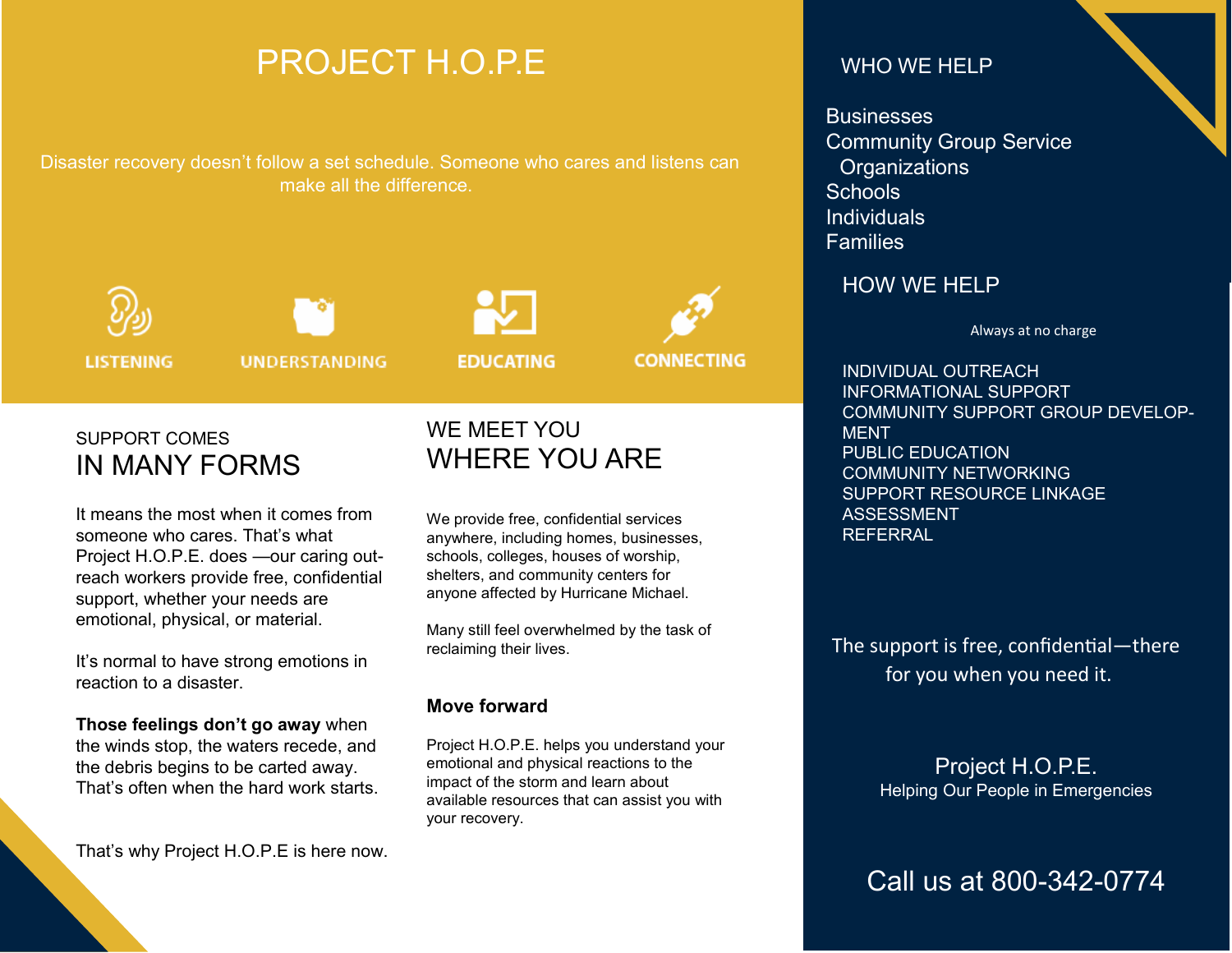# PROJECT H.O.P.E

Disaster recovery doesn't follow a set schedule. Someone who cares and listens can make all the difference.

LISTENING

UNDERSTANDING

EDUCATING

CONNECTING

SUPPORT COMES

## IN MANY FORMS

It means the most when it comes from someone who cares. That's what Project H.O.P.E. does —our caring outreach workers provide free, confidential support, whether your needs are emotional, physical, or material.

It's normal to have strong emotions in reaction to a disaster.

**Those feelings don't go away** when the winds stop, the waters recede, and the debris begins to be carted away. That's often when the hard work starts.

That's why Project H.O.P.E is here now.

WE MEET YOU

## WHERE YOU ARE

We provide free, confidential services anywhere, including homes, businesses, schools, colleges, houses of worship, shelters, and community centers for anyone affected by Hurricane Michael.

Many still feel overwhelmed by the task of reclaiming their lives.

**Move forward**

Project H.O.P.E. helps you understand your emotional and physical reactions to the impact of the storm and learn about available resources that can assist you with your recovery.

## WHO WE HELP

Businesses
Community Group Service Organizations
Schools
Individuals
Families

## HOW WE HELP

Always at no charge

INDIVIDUAL OUTREACH
INFORMATIONAL SUPPORT
COMMUNITY SUPPORT GROUP DEVELOPMENT
PUBLIC EDUCATION
COMMUNITY NETWORKING
SUPPORT RESOURCE LINKAGE
ASSESSMENT
REFERRAL

The support is free, confidential—there for you when you need it.

Project H.O.P.E.
Helping Our People in Emergencies

Call us at 800-342-0774